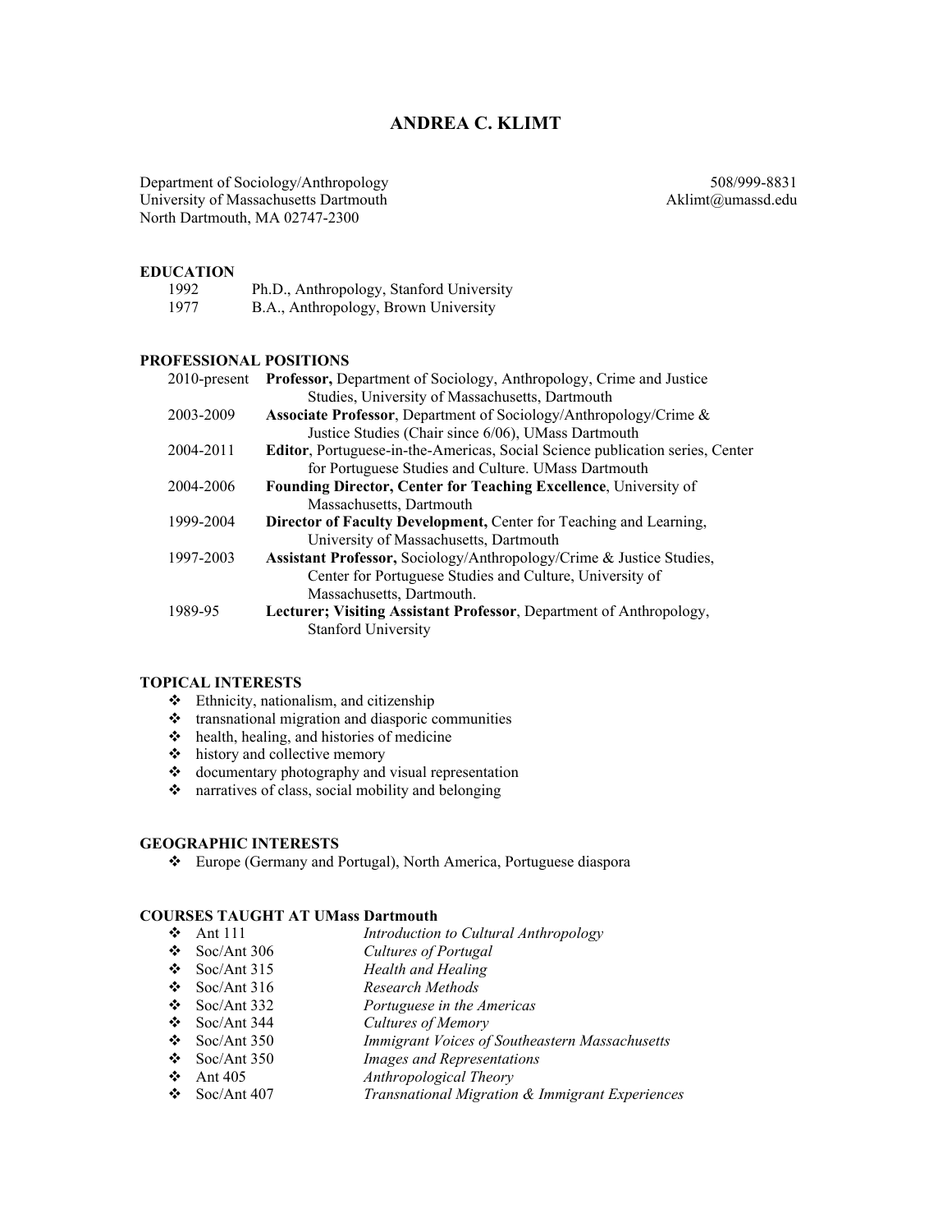# ANDREA C. KLIMT

Department of Sociology/Anthropology
University of Massachusetts Dartmouth
North Dartmouth, MA 02747-2300

508/999-8831
Aklimt@umassd.edu

## EDUCATION

| | |
|---|---|
| 1992 | Ph.D., Anthropology, Stanford University |
| 1977 | B.A., Anthropology, Brown University |

## PROFESSIONAL POSITIONS

| | |
|---|---|
| 2010-present | **Professor,** Department of Sociology, Anthropology, Crime and Justice Studies, University of Massachusetts, Dartmouth |
| 2003-2009 | **Associate Professor**, Department of Sociology/Anthropology/Crime & Justice Studies (Chair since 6/06), UMass Dartmouth |
| 2004-2011 | **Editor**, Portuguese-in-the-Americas, Social Science publication series, Center for Portuguese Studies and Culture. UMass Dartmouth |
| 2004-2006 | **Founding Director, Center for Teaching Excellence**, University of Massachusetts, Dartmouth |
| 1999-2004 | **Director of Faculty Development,** Center for Teaching and Learning, University of Massachusetts, Dartmouth |
| 1997-2003 | **Assistant Professor,** Sociology/Anthropology/Crime & Justice Studies, Center for Portuguese Studies and Culture, University of Massachusetts, Dartmouth. |
| 1989-95 | **Lecturer; Visiting Assistant Professor**, Department of Anthropology, Stanford University |

## TOPICAL INTERESTS

- Ethnicity, nationalism, and citizenship
- transnational migration and diasporic communities
- health, healing, and histories of medicine
- history and collective memory
- documentary photography and visual representation
- narratives of class, social mobility and belonging

## GEOGRAPHIC INTERESTS

- Europe (Germany and Portugal), North America, Portuguese diaspora

## COURSES TAUGHT AT UMass Dartmouth

- Ant 111 — *Introduction to Cultural Anthropology*
- Soc/Ant 306 — *Cultures of Portugal*
- Soc/Ant 315 — *Health and Healing*
- Soc/Ant 316 — *Research Methods*
- Soc/Ant 332 — *Portuguese in the Americas*
- Soc/Ant 344 — *Cultures of Memory*
- Soc/Ant 350 — *Immigrant Voices of Southeastern Massachusetts*
- Soc/Ant 350 — *Images and Representations*
- Ant 405 — *Anthropological Theory*
- Soc/Ant 407 — *Transnational Migration & Immigrant Experiences*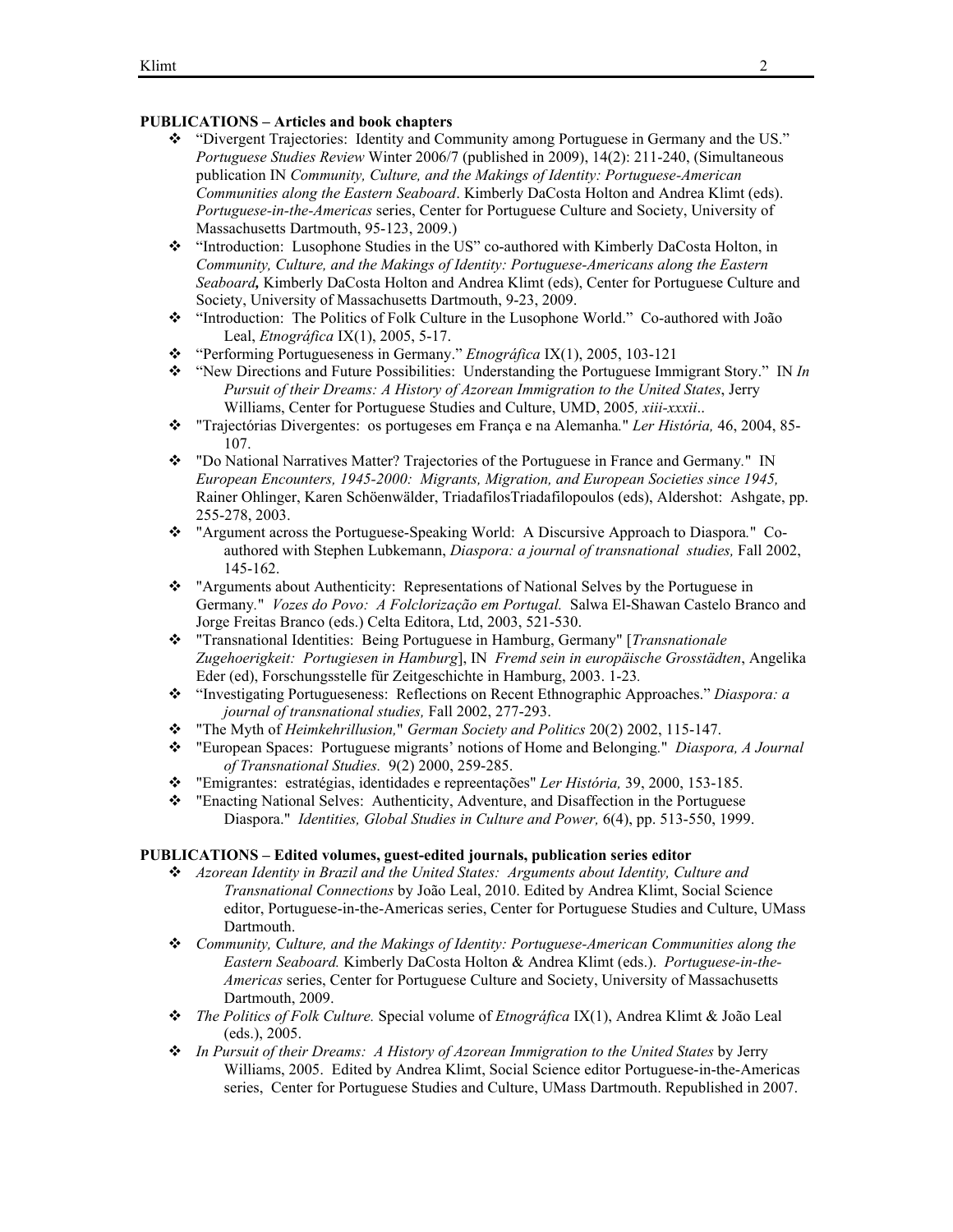**PUBLICATIONS – Articles and book chapters**

- "Divergent Trajectories: Identity and Community among Portuguese in Germany and the US." *Portuguese Studies Review* Winter 2006/7 (published in 2009), 14(2): 211-240, (Simultaneous publication IN *Community, Culture, and the Makings of Identity: Portuguese-American Communities along the Eastern Seaboard*. Kimberly DaCosta Holton and Andrea Klimt (eds). *Portuguese-in-the-Americas* series, Center for Portuguese Culture and Society, University of Massachusetts Dartmouth, 95-123, 2009.)
- "Introduction: Lusophone Studies in the US" co-authored with Kimberly DaCosta Holton, in *Community, Culture, and the Makings of Identity: Portuguese-Americans along the Eastern Seaboard***,** Kimberly DaCosta Holton and Andrea Klimt (eds), Center for Portuguese Culture and Society, University of Massachusetts Dartmouth, 9-23, 2009.
- "Introduction: The Politics of Folk Culture in the Lusophone World." Co-authored with João Leal, *Etnográfica* IX(1), 2005, 5-17.
- "Performing Portugueseness in Germany." *Etnográfica* IX(1), 2005, 103-121
- "New Directions and Future Possibilities: Understanding the Portuguese Immigrant Story." IN *In Pursuit of their Dreams: A History of Azorean Immigration to the United States*, Jerry Williams, Center for Portuguese Studies and Culture, UMD, 2005*, xiii-xxxii*..
- "Trajectórias Divergentes: os portegueses em França e na Alemanha." *Ler História,* 46, 2004, 85-107.
- "Do National Narratives Matter? Trajectories of the Portuguese in France and Germany." IN *European Encounters, 1945-2000: Migrants, Migration, and European Societies since 1945,* Rainer Ohlinger, Karen Schöenwälder, TriadafilosTriadafilopoulos (eds), Aldershot: Ashgate, pp. 255-278, 2003.
- "Argument across the Portuguese-Speaking World: A Discursive Approach to Diaspora." Co-authored with Stephen Lubkemann, *Diaspora: a journal of transnational studies,* Fall 2002, 145-162.
- "Arguments about Authenticity: Representations of National Selves by the Portuguese in Germany." *Vozes do Povo: A Folclorização em Portugal.* Salwa El-Shawan Castelo Branco and Jorge Freitas Branco (eds.) Celta Editora, Ltd, 2003, 521-530.
- "Transnational Identities: Being Portuguese in Hamburg, Germany" [*Transnationale Zugehoerigkeit: Portugiesen in Hamburg*], IN *Fremd sein in europäische Grosstädten*, Angelika Eder (ed), Forschungsstelle für Zeitgeschichte in Hamburg, 2003. 1-23.
- "Investigating Portugueseness: Reflections on Recent Ethnographic Approaches." *Diaspora: a journal of transnational studies,* Fall 2002, 277-293.
- "The Myth of *Heimkehrillusion,*" *German Society and Politics* 20(2) 2002, 115-147.
- "European Spaces: Portuguese migrants' notions of Home and Belonging." *Diaspora, A Journal of Transnational Studies.* 9(2) 2000, 259-285.
- "Emigrantes: estratégias, identidades e repreentações" *Ler História,* 39, 2000, 153-185.
- "Enacting National Selves: Authenticity, Adventure, and Disaffection in the Portuguese Diaspora." *Identities, Global Studies in Culture and Power,* 6(4), pp. 513-550, 1999.

**PUBLICATIONS – Edited volumes, guest-edited journals, publication series editor**

- *Azorean Identity in Brazil and the United States: Arguments about Identity, Culture and Transnational Connections* by João Leal, 2010. Edited by Andrea Klimt, Social Science editor, Portuguese-in-the-Americas series, Center for Portuguese Studies and Culture, UMass Dartmouth.
- *Community, Culture, and the Makings of Identity: Portuguese-American Communities along the Eastern Seaboard.* Kimberly DaCosta Holton & Andrea Klimt (eds.). *Portuguese-in-the-Americas* series, Center for Portuguese Culture and Society, University of Massachusetts Dartmouth, 2009.
- *The Politics of Folk Culture.* Special volume of *Etnográfica* IX(1), Andrea Klimt & João Leal (eds.), 2005.
- *In Pursuit of their Dreams: A History of Azorean Immigration to the United States* by Jerry Williams, 2005. Edited by Andrea Klimt, Social Science editor Portuguese-in-the-Americas series, Center for Portuguese Studies and Culture, UMass Dartmouth. Republished in 2007.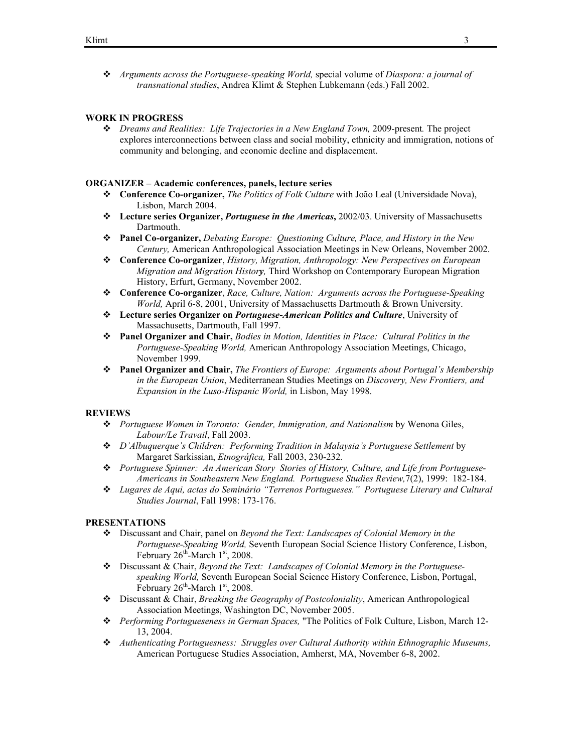- *Arguments across the Portuguese-speaking World,* special volume of *Diaspora: a journal of transnational studies*, Andrea Klimt & Stephen Lubkemann (eds.) Fall 2002.

**WORK IN PROGRESS**

- *Dreams and Realities: Life Trajectories in a New England Town,* 2009-present*.* The project explores interconnections between class and social mobility, ethnicity and immigration, notions of community and belonging, and economic decline and displacement.

**ORGANIZER – Academic conferences, panels, lecture series**

- **Conference Co-organizer,** *The Politics of Folk Culture* with João Leal (Universidade Nova), Lisbon, March 2004.
- **Lecture series Organizer,** ***Portuguese in the Americas*****,** 2002/03. University of Massachusetts Dartmouth.
- **Panel Co-organizer,** *Debating Europe: Questioning Culture, Place, and History in the New Century,* American Anthropological Association Meetings in New Orleans, November 2002.
- **Conference Co-organizer**, *History, Migration, Anthropology: New Perspectives on European Migration and Migration History,* Third Workshop on Contemporary European Migration History, Erfurt, Germany, November 2002.
- **Conference Co-organizer**, *Race, Culture, Nation: Arguments across the Portuguese-Speaking World,* April 6-8, 2001, University of Massachusetts Dartmouth & Brown University.
- **Lecture series Organizer on** ***Portuguese-American Politics and Culture***, University of Massachusetts, Dartmouth, Fall 1997.
- **Panel Organizer and Chair,** *Bodies in Motion, Identities in Place: Cultural Politics in the Portuguese-Speaking World,* American Anthropology Association Meetings, Chicago, November 1999.
- **Panel Organizer and Chair,** *The Frontiers of Europe: Arguments about Portugal's Membership in the European Union*, Mediterranean Studies Meetings on *Discovery, New Frontiers, and Expansion in the Luso-Hispanic World,* in Lisbon, May 1998.

**REVIEWS**

- *Portuguese Women in Toronto: Gender, Immigration, and Nationalism* by Wenona Giles, *Labour/Le Travail*, Fall 2003.
- *D'Albuquerque's Children: Performing Tradition in Malaysia's Portuguese Settlement* by Margaret Sarkissian, *Etnográfica,* Fall 2003, 230-232*.*
- *Portuguese Spinner: An American Story Stories of History, Culture, and Life from Portuguese-Americans in Southeastern New England. Portuguese Studies Review,*7(2), 1999: 182-184.
- *Lugares de Aqui, actas do Seminário "Terrenos Portugueses." Portuguese Literary and Cultural Studies Journal*, Fall 1998: 173-176.

**PRESENTATIONS**

- Discussant and Chair, panel on *Beyond the Text: Landscapes of Colonial Memory in the Portuguese-Speaking World,* Seventh European Social Science History Conference, Lisbon, February 26th-March 1st, 2008.
- Discussant & Chair, *Beyond the Text: Landscapes of Colonial Memory in the Portuguese-speaking World,* Seventh European Social Science History Conference, Lisbon, Portugal, February 26th-March 1st, 2008.
- Discussant & Chair, *Breaking the Geography of Postcoloniality*, American Anthropological Association Meetings, Washington DC, November 2005.
- *Performing Portugueseness in German Spaces,* "The Politics of Folk Culture, Lisbon, March 12-13, 2004.
- *Authenticating Portuguesness: Struggles over Cultural Authority within Ethnographic Museums,* American Portuguese Studies Association, Amherst, MA, November 6-8, 2002.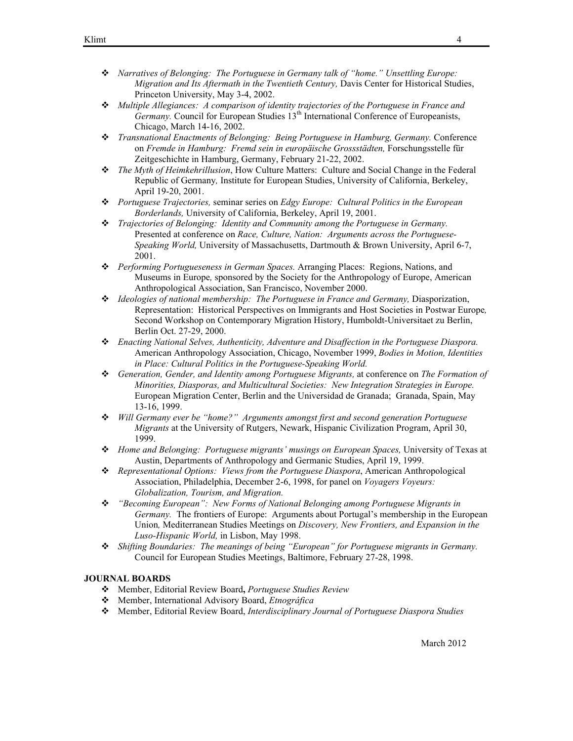- *Narratives of Belonging: The Portuguese in Germany talk of "home." Unsettling Europe: Migration and Its Aftermath in the Twentieth Century,* Davis Center for Historical Studies, Princeton University, May 3-4, 2002.
- *Multiple Allegiances: A comparison of identity trajectories of the Portuguese in France and Germany.* Council for European Studies 13th International Conference of Europeanists, Chicago, March 14-16, 2002.
- *Transnational Enactments of Belonging: Being Portuguese in Hamburg, Germany.* Conference on *Fremde in Hamburg: Fremd sein in europäische Grossstädten,* Forschungsstelle für Zeitgeschichte in Hamburg, Germany, February 21-22, 2002.
- *The Myth of Heimkehrillusion*, How Culture Matters: Culture and Social Change in the Federal Republic of Germany*,* Institute for European Studies, University of California, Berkeley, April 19-20, 2001.
- *Portuguese Trajectories,* seminar series on *Edgy Europe: Cultural Politics in the European Borderlands,* University of California, Berkeley, April 19, 2001.
- *Trajectories of Belonging: Identity and Community among the Portuguese in Germany.* Presented at conference on *Race, Culture, Nation: Arguments across the Portuguese-Speaking World,* University of Massachusetts, Dartmouth & Brown University, April 6-7, 2001.
- *Performing Portugueseness in German Spaces.* Arranging Places: Regions, Nations, and Museums in Europe*,* sponsored by the Society for the Anthropology of Europe, American Anthropological Association, San Francisco, November 2000.
- *Ideologies of national membership: The Portuguese in France and Germany,* Diasporization, Representation: Historical Perspectives on Immigrants and Host Societies in Postwar Europe*,* Second Workshop on Contemporary Migration History, Humboldt-Universitaet zu Berlin, Berlin Oct. 27-29, 2000.
- *Enacting National Selves, Authenticity, Adventure and Disaffection in the Portuguese Diaspora.* American Anthropology Association, Chicago, November 1999, *Bodies in Motion, Identities in Place: Cultural Politics in the Portuguese-Speaking World.*
- *Generation, Gender, and Identity among Portuguese Migrants,* at conference on *The Formation of Minorities, Diasporas, and Multicultural Societies: New Integration Strategies in Europe.* European Migration Center, Berlin and the Universidad de Granada; Granada, Spain, May 13-16, 1999.
- *Will Germany ever be "home?" Arguments amongst first and second generation Portuguese Migrants* at the University of Rutgers, Newark, Hispanic Civilization Program, April 30, 1999.
- *Home and Belonging: Portuguese migrants' musings on European Spaces,* University of Texas at Austin, Departments of Anthropology and Germanic Studies, April 19, 1999.
- *Representational Options: Views from the Portuguese Diaspora*, American Anthropological Association, Philadelphia, December 2-6, 1998, for panel on *Voyagers Voyeurs: Globalization, Tourism, and Migration.*
- *"Becoming European": New Forms of National Belonging among Portuguese Migrants in Germany.* The frontiers of Europe: Arguments about Portugal's membership in the European Union*,* Mediterranean Studies Meetings on *Discovery, New Frontiers, and Expansion in the Luso-Hispanic World,* in Lisbon, May 1998.
- *Shifting Boundaries: The meanings of being "European" for Portuguese migrants in Germany.* Council for European Studies Meetings, Baltimore, February 27-28, 1998.

**JOURNAL BOARDS**

- Member, Editorial Review Board**,** *Portuguese Studies Review*
- Member, International Advisory Board, *Etnográfica*
- Member, Editorial Review Board, *Interdisciplinary Journal of Portuguese Diaspora Studies*

March 2012